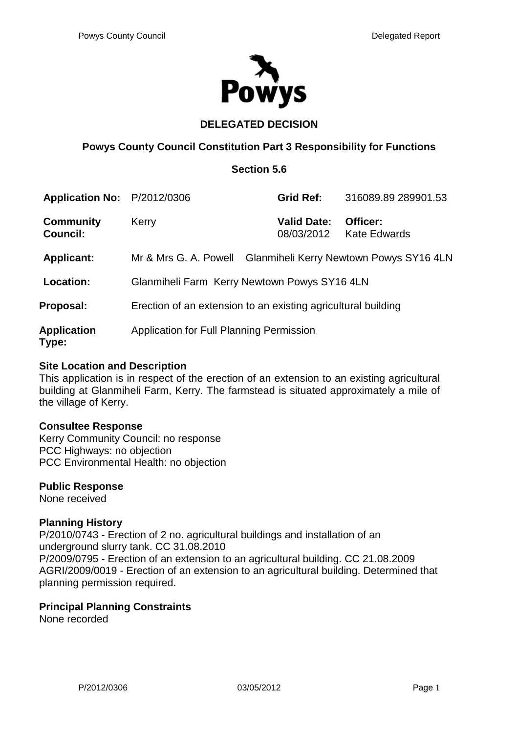# DELEGATED DECISION

## Powys County Council Constitution Part 3 Responsibility for Functions

### Section 5.6

| | | | |
|---|---|---|---|
| **Application No:** | P/2012/0306 | **Grid Ref:** | 316089.89 289901.53 |
| **Community Council:** | Kerry | **Valid Date:** 08/03/2012 | **Officer:** Kate Edwards |
| **Applicant:** | Mr & Mrs G. A. Powell | Glanmiheli Kerry Newtown Powys SY16 4LN | |
| **Location:** | Glanmiheli Farm Kerry Newtown Powys SY16 4LN | | |
| **Proposal:** | Erection of an extension to an existing agricultural building | | |
| **Application Type:** | Application for Full Planning Permission | | |

**Site Location and Description**

This application is in respect of the erection of an extension to an existing agricultural building at Glanmiheli Farm, Kerry. The farmstead is situated approximately a mile of the village of Kerry.

**Consultee Response**

Kerry Community Council: no response
PCC Highways: no objection
PCC Environmental Health: no objection

**Public Response**

None received

**Planning History**

P/2010/0743 - Erection of 2 no. agricultural buildings and installation of an underground slurry tank. CC 31.08.2010
P/2009/0795 - Erection of an extension to an agricultural building. CC 21.08.2009
AGRI/2009/0019 - Erection of an extension to an agricultural building. Determined that planning permission required.

**Principal Planning Constraints**

None recorded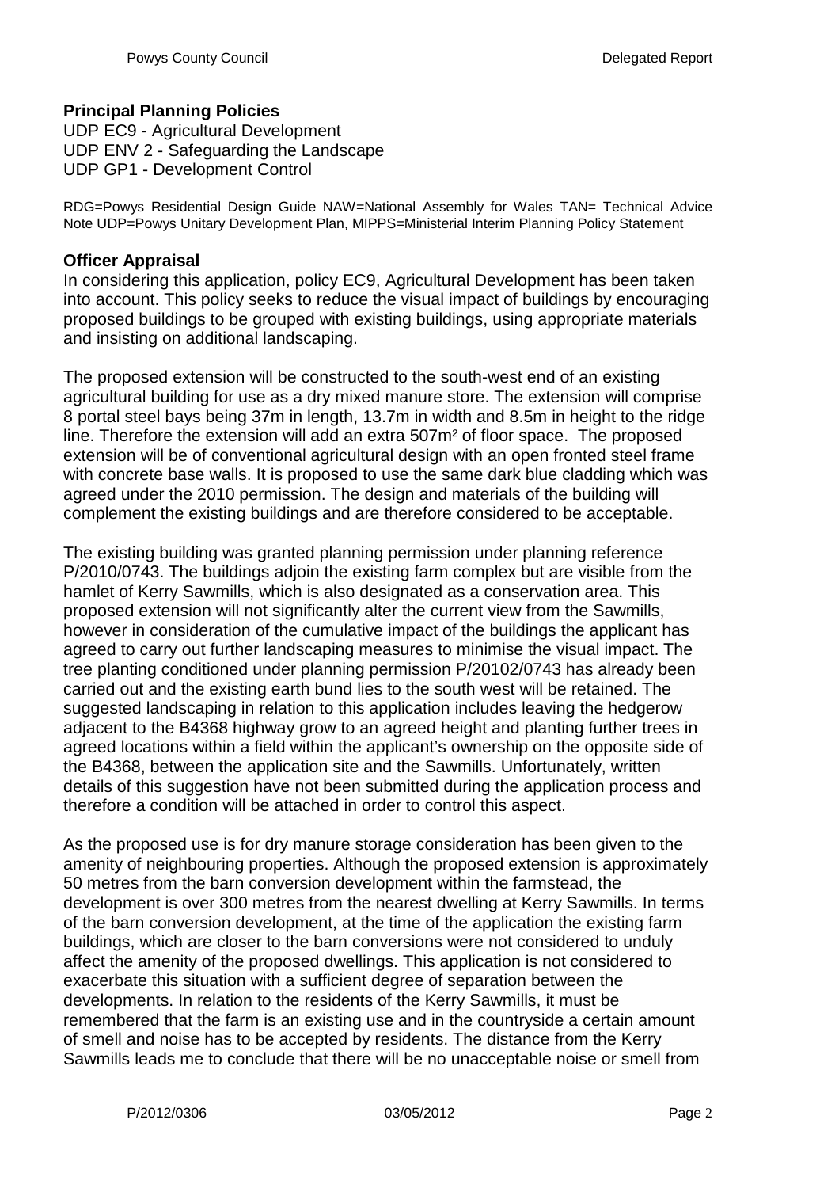## Principal Planning Policies

UDP EC9 - Agricultural Development
UDP ENV 2 - Safeguarding the Landscape
UDP GP1 - Development Control

RDG=Powys Residential Design Guide NAW=National Assembly for Wales TAN= Technical Advice Note UDP=Powys Unitary Development Plan, MIPPS=Ministerial Interim Planning Policy Statement

## Officer Appraisal

In considering this application, policy EC9, Agricultural Development has been taken into account. This policy seeks to reduce the visual impact of buildings by encouraging proposed buildings to be grouped with existing buildings, using appropriate materials and insisting on additional landscaping.

The proposed extension will be constructed to the south-west end of an existing agricultural building for use as a dry mixed manure store. The extension will comprise 8 portal steel bays being 37m in length, 13.7m in width and 8.5m in height to the ridge line. Therefore the extension will add an extra 507m² of floor space. The proposed extension will be of conventional agricultural design with an open fronted steel frame with concrete base walls. It is proposed to use the same dark blue cladding which was agreed under the 2010 permission. The design and materials of the building will complement the existing buildings and are therefore considered to be acceptable.

The existing building was granted planning permission under planning reference P/2010/0743. The buildings adjoin the existing farm complex but are visible from the hamlet of Kerry Sawmills, which is also designated as a conservation area. This proposed extension will not significantly alter the current view from the Sawmills, however in consideration of the cumulative impact of the buildings the applicant has agreed to carry out further landscaping measures to minimise the visual impact. The tree planting conditioned under planning permission P/20102/0743 has already been carried out and the existing earth bund lies to the south west will be retained. The suggested landscaping in relation to this application includes leaving the hedgerow adjacent to the B4368 highway grow to an agreed height and planting further trees in agreed locations within a field within the applicant's ownership on the opposite side of the B4368, between the application site and the Sawmills. Unfortunately, written details of this suggestion have not been submitted during the application process and therefore a condition will be attached in order to control this aspect.

As the proposed use is for dry manure storage consideration has been given to the amenity of neighbouring properties. Although the proposed extension is approximately 50 metres from the barn conversion development within the farmstead, the development is over 300 metres from the nearest dwelling at Kerry Sawmills. In terms of the barn conversion development, at the time of the application the existing farm buildings, which are closer to the barn conversions were not considered to unduly affect the amenity of the proposed dwellings. This application is not considered to exacerbate this situation with a sufficient degree of separation between the developments. In relation to the residents of the Kerry Sawmills, it must be remembered that the farm is an existing use and in the countryside a certain amount of smell and noise has to be accepted by residents. The distance from the Kerry Sawmills leads me to conclude that there will be no unacceptable noise or smell from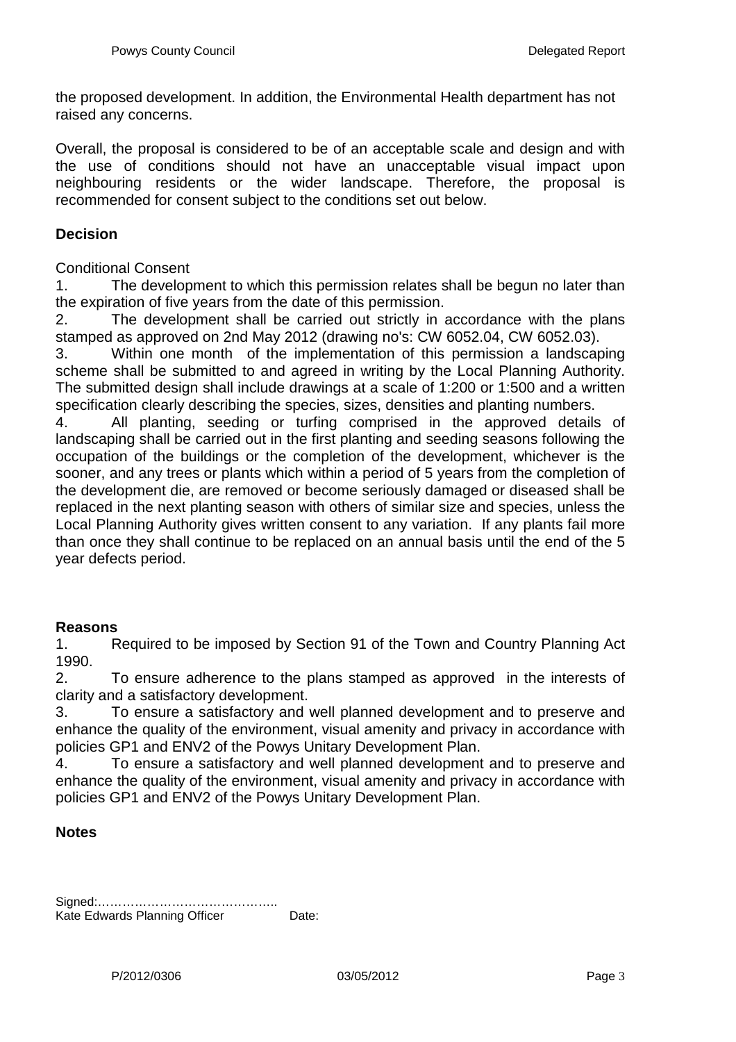the proposed development. In addition, the Environmental Health department has not raised any concerns.

Overall, the proposal is considered to be of an acceptable scale and design and with the use of conditions should not have an unacceptable visual impact upon neighbouring residents or the wider landscape. Therefore, the proposal is recommended for consent subject to the conditions set out below.

## Decision

Conditional Consent

1. The development to which this permission relates shall be begun no later than the expiration of five years from the date of this permission.
2. The development shall be carried out strictly in accordance with the plans stamped as approved on 2nd May 2012 (drawing no's: CW 6052.04, CW 6052.03).
3. Within one month of the implementation of this permission a landscaping scheme shall be submitted to and agreed in writing by the Local Planning Authority. The submitted design shall include drawings at a scale of 1:200 or 1:500 and a written specification clearly describing the species, sizes, densities and planting numbers.
4. All planting, seeding or turfing comprised in the approved details of landscaping shall be carried out in the first planting and seeding seasons following the occupation of the buildings or the completion of the development, whichever is the sooner, and any trees or plants which within a period of 5 years from the completion of the development die, are removed or become seriously damaged or diseased shall be replaced in the next planting season with others of similar size and species, unless the Local Planning Authority gives written consent to any variation. If any plants fail more than once they shall continue to be replaced on an annual basis until the end of the 5 year defects period.

## Reasons

1. Required to be imposed by Section 91 of the Town and Country Planning Act 1990.
2. To ensure adherence to the plans stamped as approved in the interests of clarity and a satisfactory development.
3. To ensure a satisfactory and well planned development and to preserve and enhance the quality of the environment, visual amenity and privacy in accordance with policies GP1 and ENV2 of the Powys Unitary Development Plan.
4. To ensure a satisfactory and well planned development and to preserve and enhance the quality of the environment, visual amenity and privacy in accordance with policies GP1 and ENV2 of the Powys Unitary Development Plan.

## Notes

Signed:……………………………………..
Kate Edwards Planning Officer Date: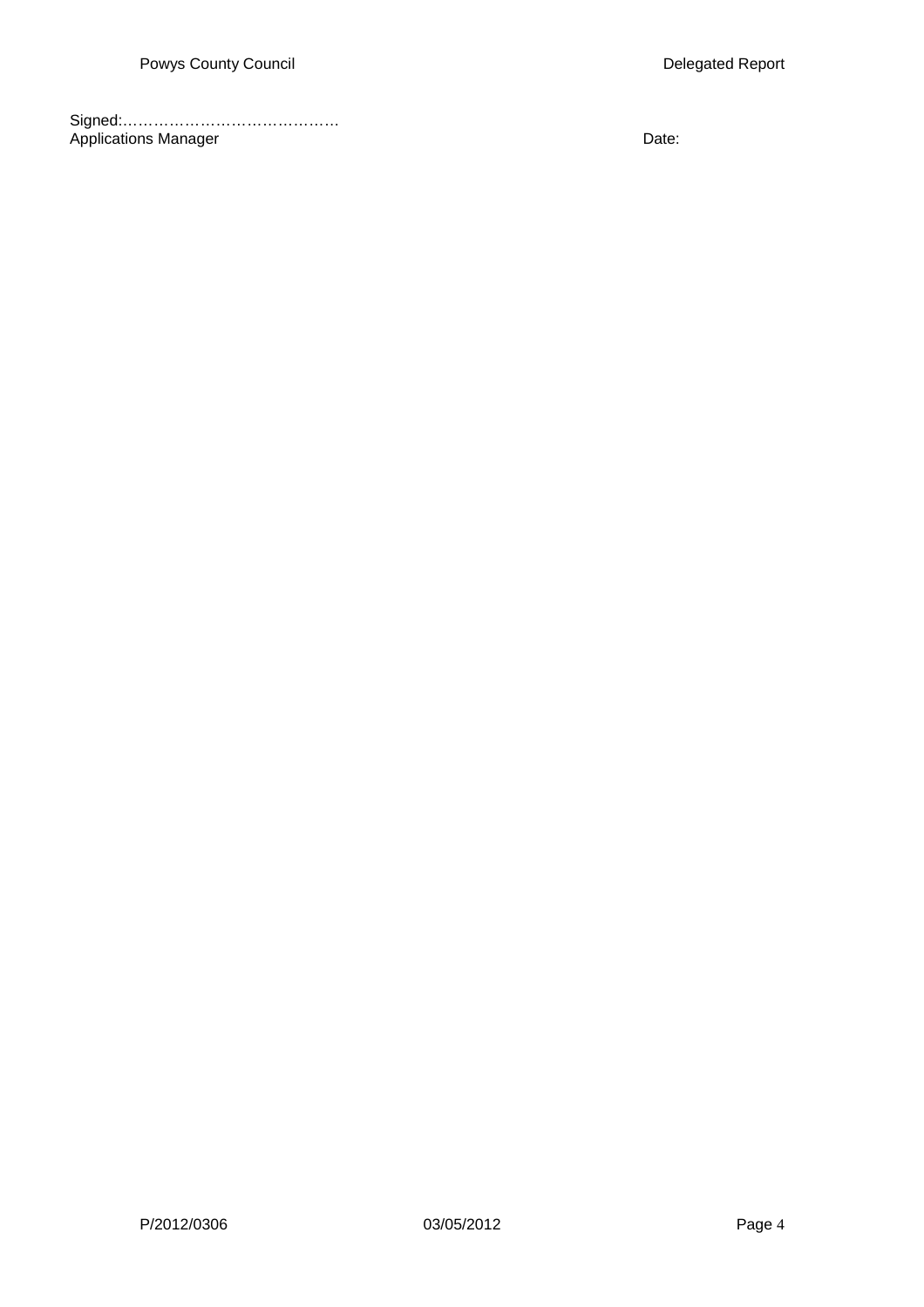Signed:……………………………………
Applications Manager

Date: